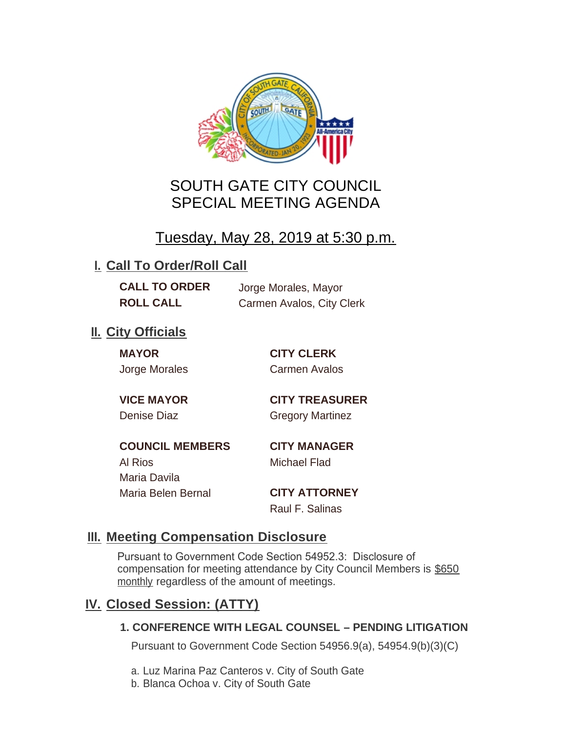# SOUTH GATE CITY COUNCIL
# SPECIAL MEETING AGENDA

## Tuesday, May 28, 2019 at 5:30 p.m.

## I. Call To Order/Roll Call

**CALL TO ORDER** Jorge Morales, Mayor
**ROLL CALL** Carmen Avalos, City Clerk

## II. City Officials

**MAYOR**
Jorge Morales

**VICE MAYOR**
Denise Diaz

**COUNCIL MEMBERS**
Al Rios
Maria Davila
Maria Belen Bernal

**CITY CLERK**
Carmen Avalos

**CITY TREASURER**
Gregory Martinez

**CITY MANAGER**
Michael Flad

**CITY ATTORNEY**
Raul F. Salinas

## III. Meeting Compensation Disclosure

Pursuant to Government Code Section 54952.3: Disclosure of compensation for meeting attendance by City Council Members is $650 monthly regardless of the amount of meetings.

## IV. Closed Session: (ATTY)

### 1. CONFERENCE WITH LEGAL COUNSEL – PENDING LITIGATION

Pursuant to Government Code Section 54956.9(a), 54954.9(b)(3)(C)

a. Luz Marina Paz Canteros v. City of South Gate
b. Blanca Ochoa v. City of South Gate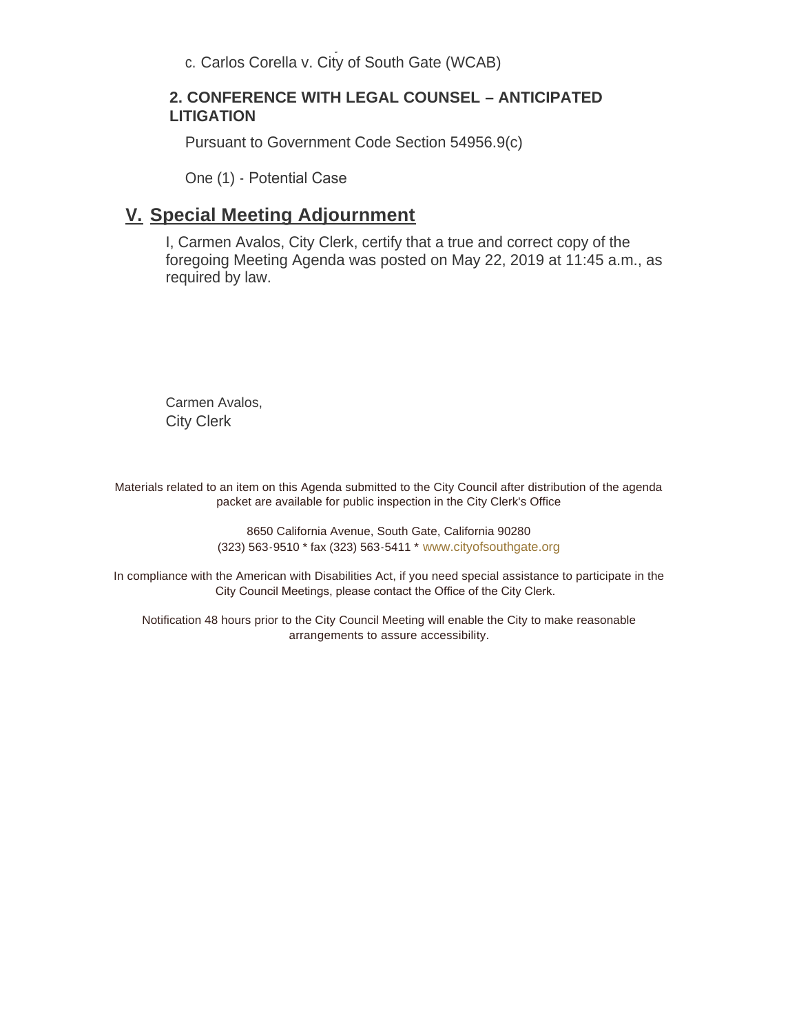c. Carlos Corella v. City of South Gate (WCAB)

**2. CONFERENCE WITH LEGAL COUNSEL – ANTICIPATED LITIGATION**

Pursuant to Government Code Section 54956.9(c)

One (1) - Potential Case

## V. Special Meeting Adjournment

I, Carmen Avalos, City Clerk, certify that a true and correct copy of the foregoing Meeting Agenda was posted on May 22, 2019 at 11:45 a.m., as required by law.

Carmen Avalos,
City Clerk

Materials related to an item on this Agenda submitted to the City Council after distribution of the agenda packet are available for public inspection in the City Clerk's Office

8650 California Avenue, South Gate, California 90280
(323) 563-9510 * fax (323) 563-5411 * www.cityofsouthgate.org

In compliance with the American with Disabilities Act, if you need special assistance to participate in the City Council Meetings, please contact the Office of the City Clerk.

Notification 48 hours prior to the City Council Meeting will enable the City to make reasonable arrangements to assure accessibility.